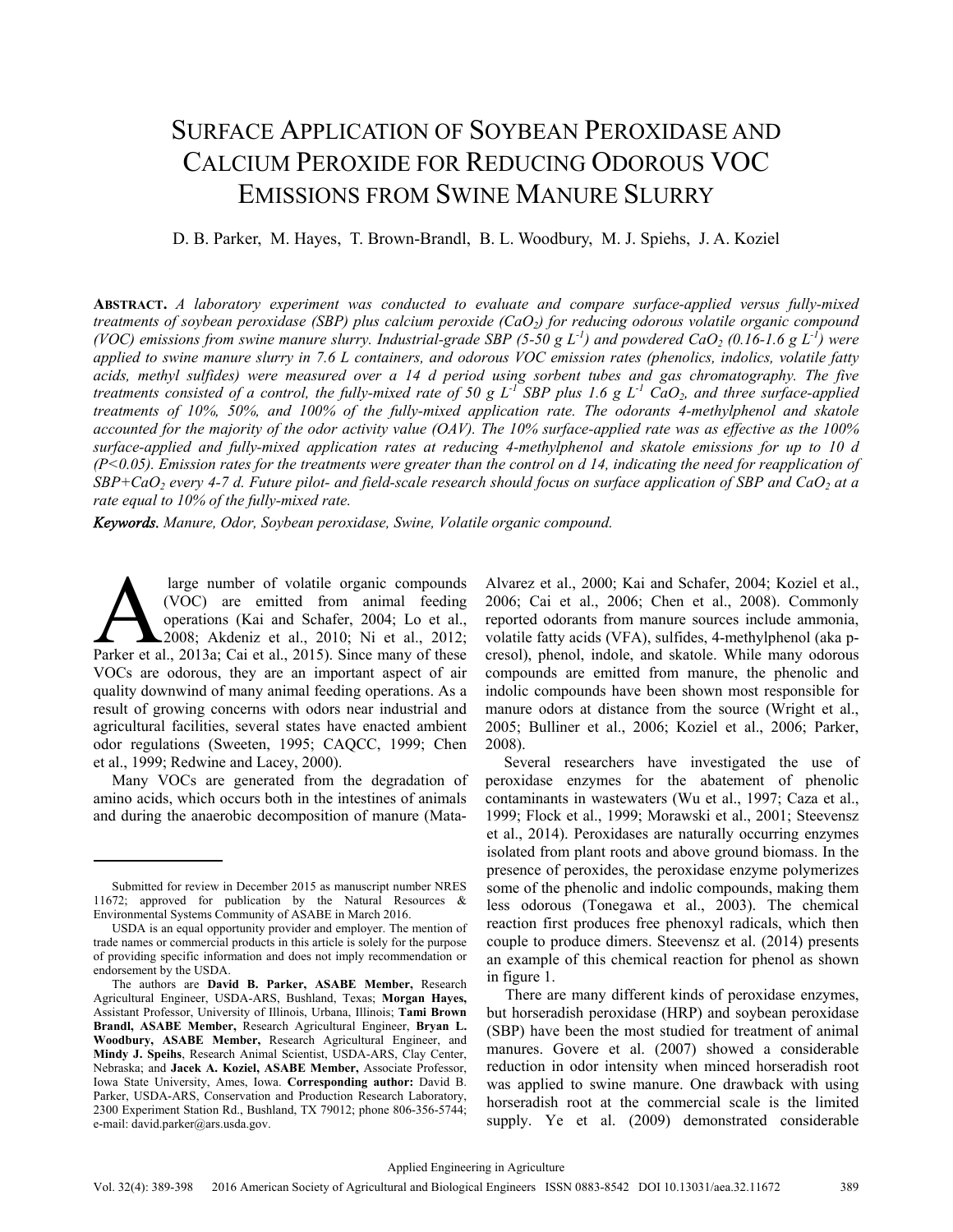# Surface Application of Soybean Peroxidase and Calcium Peroxide for Reducing Odorous VOC Emissions from Swine Manure Slurry

D. B. Parker, M. Hayes, T. Brown-Brandl, B. L. Woodbury, M. J. Spiehs, J. A. Koziel

**Abstract.** *A laboratory experiment was conducted to evaluate and compare surface-applied versus fully-mixed treatments of soybean peroxidase (SBP) plus calcium peroxide ($CaO_2$) for reducing odorous volatile organic compound (VOC) emissions from swine manure slurry. Industrial-grade SBP (5-50 g $L^{-1}$) and powdered $CaO_2$ (0.16-1.6 g $L^{-1}$) were applied to swine manure slurry in 7.6 L containers, and odorous VOC emission rates (phenolics, indolics, volatile fatty acids, methyl sulfides) were measured over a 14 d period using sorbent tubes and gas chromatography. The five treatments consisted of a control, the fully-mixed rate of 50 g $L^{-1}$ SBP plus 1.6 g $L^{-1}$ $CaO_2$, and three surface-applied treatments of 10%, 50%, and 100% of the fully-mixed application rate. The odorants 4-methylphenol and skatole accounted for the majority of the odor activity value (OAV). The 10% surface-applied rate was as effective as the 100% surface-applied and fully-mixed application rates at reducing 4-methylphenol and skatole emissions for up to 10 d ($P<0.05$). Emission rates for the treatments were greater than the control on d 14, indicating the need for reapplication of SBP+$CaO_2$ every 4-7 d. Future pilot- and field-scale research should focus on surface application of SBP and $CaO_2$ at a rate equal to 10% of the fully-mixed rate.*

***Keywords.*** *Manure, Odor, Soybean peroxidase, Swine, Volatile organic compound.*

A large number of volatile organic compounds (VOC) are emitted from animal feeding operations (Kai and Schafer, 2004; Lo et al., 2008; Akdeniz et al., 2010; Ni et al., 2012; Parker et al., 2013a; Cai et al., 2015). Since many of these VOCs are odorous, they are an important aspect of air quality downwind of many animal feeding operations. As a result of growing concerns with odors near industrial and agricultural facilities, several states have enacted ambient odor regulations (Sweeten, 1995; CAQCC, 1999; Chen et al., 1999; Redwine and Lacey, 2000).

Many VOCs are generated from the degradation of amino acids, which occurs both in the intestines of animals and during the anaerobic decomposition of manure (Mata-Alvarez et al., 2000; Kai and Schafer, 2004; Koziel et al., 2006; Cai et al., 2006; Chen et al., 2008). Commonly reported odorants from manure sources include ammonia, volatile fatty acids (VFA), sulfides, 4-methylphenol (aka p-cresol), phenol, indole, and skatole. While many odorous compounds are emitted from manure, the phenolic and indolic compounds have been shown most responsible for manure odors at distance from the source (Wright et al., 2005; Bulliner et al., 2006; Koziel et al., 2006; Parker, 2008).

Several researchers have investigated the use of peroxidase enzymes for the abatement of phenolic contaminants in wastewaters (Wu et al., 1997; Caza et al., 1999; Flock et al., 1999; Morawski et al., 2001; Steevensz et al., 2014). Peroxidases are naturally occurring enzymes isolated from plant roots and above ground biomass. In the presence of peroxides, the peroxidase enzyme polymerizes some of the phenolic and indolic compounds, making them less odorous (Tonegawa et al., 2003). The chemical reaction first produces free phenoxyl radicals, which then couple to produce dimers. Steevensz et al. (2014) presents an example of this chemical reaction for phenol as shown in figure 1.

There are many different kinds of peroxidase enzymes, but horseradish peroxidase (HRP) and soybean peroxidase (SBP) have been the most studied for treatment of animal manures. Govere et al. (2007) showed a considerable reduction in odor intensity when minced horseradish root was applied to swine manure. One drawback with using horseradish root at the commercial scale is the limited supply. Ye et al. (2009) demonstrated considerable

---

Submitted for review in December 2015 as manuscript number NRES 11672; approved for publication by the Natural Resources & Environmental Systems Community of ASABE in March 2016.

USDA is an equal opportunity provider and employer. The mention of trade names or commercial products in this article is solely for the purpose of providing specific information and does not imply recommendation or endorsement by the USDA.

The authors are **David B. Parker, ASABE Member,** Research Agricultural Engineer, USDA-ARS, Bushland, Texas; **Morgan Hayes,** Assistant Professor, University of Illinois, Urbana, Illinois; **Tami Brown Brandl, ASABE Member,** Research Agricultural Engineer, **Bryan L. Woodbury, ASABE Member,** Research Agricultural Engineer, and **Mindy J. Speihs**, Research Animal Scientist, USDA-ARS, Clay Center, Nebraska; and **Jacek A. Koziel, ASABE Member,** Associate Professor, Iowa State University, Ames, Iowa. **Corresponding author:** David B. Parker, USDA-ARS, Conservation and Production Research Laboratory, 2300 Experiment Station Rd., Bushland, TX 79012; phone 806-356-5744; e-mail: david.parker@ars.usda.gov.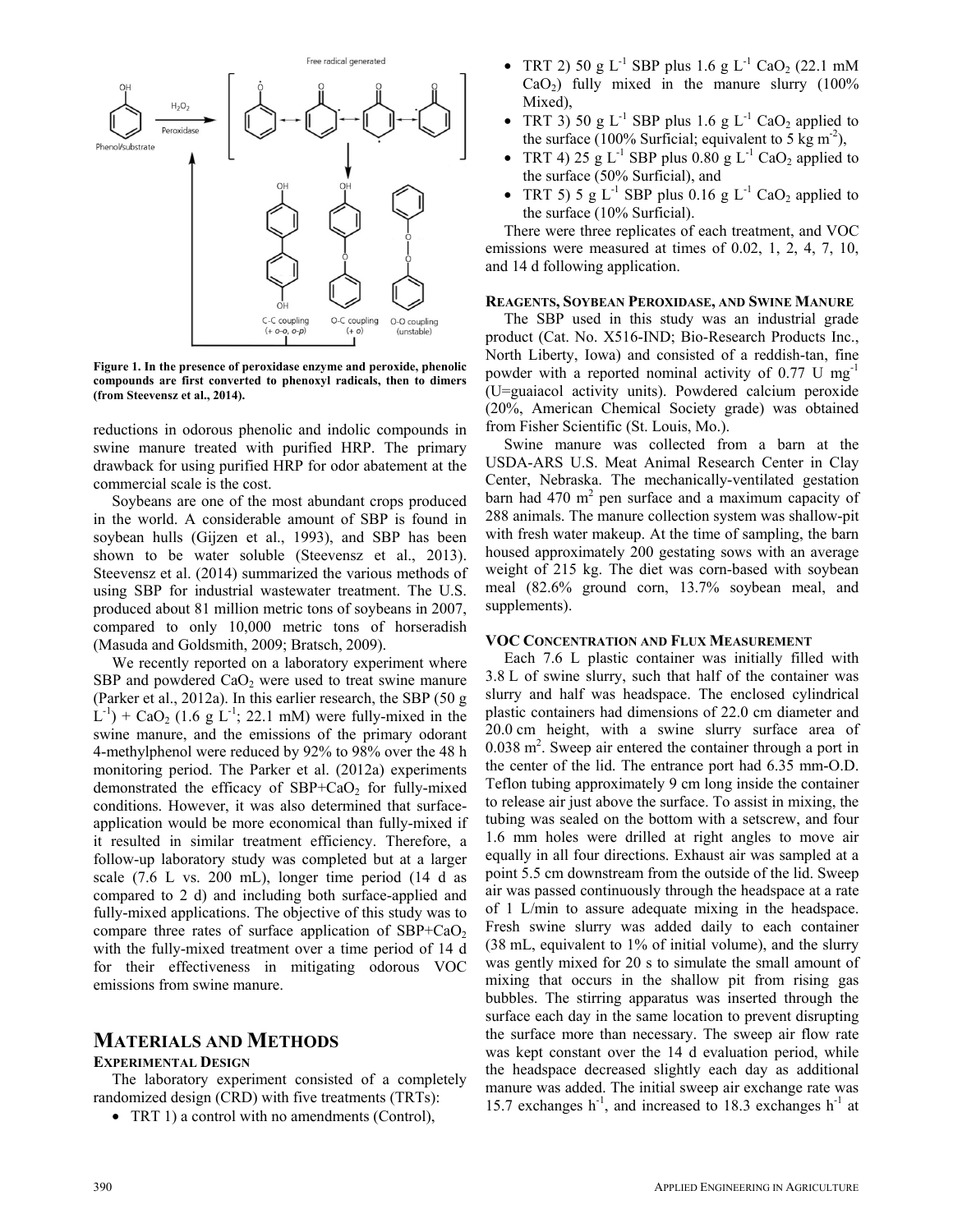Figure 1. In the presence of peroxidase enzyme and peroxide, phenolic compounds are first converted to phenoxyl radicals, then to dimers (from Steevensz et al., 2014).

reductions in odorous phenolic and indolic compounds in swine manure treated with purified HRP. The primary drawback for using purified HRP for odor abatement at the commercial scale is the cost.

Soybeans are one of the most abundant crops produced in the world. A considerable amount of SBP is found in soybean hulls (Gijzen et al., 1993), and SBP has been shown to be water soluble (Steevensz et al., 2013). Steevensz et al. (2014) summarized the various methods of using SBP for industrial wastewater treatment. The U.S. produced about 81 million metric tons of soybeans in 2007, compared to only 10,000 metric tons of horseradish (Masuda and Goldsmith, 2009; Bratsch, 2009).

We recently reported on a laboratory experiment where SBP and powdered $CaO_2$ were used to treat swine manure (Parker et al., 2012a). In this earlier research, the SBP (50 g $L^{-1}$) + $CaO_2$ (1.6 g $L^{-1}$; 22.1 mM) were fully-mixed in the swine manure, and the emissions of the primary odorant 4-methylphenol were reduced by 92% to 98% over the 48 h monitoring period. The Parker et al. (2012a) experiments demonstrated the efficacy of SBP+$CaO_2$ for fully-mixed conditions. However, it was also determined that surface-application would be more economical than fully-mixed if it resulted in similar treatment efficiency. Therefore, a follow-up laboratory study was completed but at a larger scale (7.6 L vs. 200 mL), longer time period (14 d as compared to 2 d) and including both surface-applied and fully-mixed applications. The objective of this study was to compare three rates of surface application of SBP+$CaO_2$ with the fully-mixed treatment over a time period of 14 d for their effectiveness in mitigating odorous VOC emissions from swine manure.

## Materials and Methods

### Experimental Design

The laboratory experiment consisted of a completely randomized design (CRD) with five treatments (TRTs):

- TRT 1) a control with no amendments (Control),
- TRT 2) 50 g $L^{-1}$ SBP plus 1.6 g $L^{-1}$ $CaO_2$ (22.1 mM $CaO_2$) fully mixed in the manure slurry (100% Mixed),
- TRT 3) 50 g $L^{-1}$ SBP plus 1.6 g $L^{-1}$ $CaO_2$ applied to the surface (100% Surficial; equivalent to 5 kg $m^{-2}$),
- TRT 4) 25 g $L^{-1}$ SBP plus 0.80 g $L^{-1}$ $CaO_2$ applied to the surface (50% Surficial), and
- TRT 5) 5 g $L^{-1}$ SBP plus 0.16 g $L^{-1}$ $CaO_2$ applied to the surface (10% Surficial).

There were three replicates of each treatment, and VOC emissions were measured at times of 0.02, 1, 2, 4, 7, 10, and 14 d following application.

### Reagents, Soybean Peroxidase, and Swine Manure

The SBP used in this study was an industrial grade product (Cat. No. X516-IND; Bio-Research Products Inc., North Liberty, Iowa) and consisted of a reddish-tan, fine powder with a reported nominal activity of 0.77 U $mg^{-1}$ (U=guaiacol activity units). Powdered calcium peroxide (20%, American Chemical Society grade) was obtained from Fisher Scientific (St. Louis, Mo.).

Swine manure was collected from a barn at the USDA-ARS U.S. Meat Animal Research Center in Clay Center, Nebraska. The mechanically-ventilated gestation barn had 470 $m^2$ pen surface and a maximum capacity of 288 animals. The manure collection system was shallow-pit with fresh water makeup. At the time of sampling, the barn housed approximately 200 gestating sows with an average weight of 215 kg. The diet was corn-based with soybean meal (82.6% ground corn, 13.7% soybean meal, and supplements).

### VOC Concentration and Flux Measurement

Each 7.6 L plastic container was initially filled with 3.8 L of swine slurry, such that half of the container was slurry and half was headspace. The enclosed cylindrical plastic containers had dimensions of 22.0 cm diameter and 20.0 cm height, with a swine slurry surface area of 0.038 $m^2$. Sweep air entered the container through a port in the center of the lid. The entrance port had 6.35 mm-O.D. Teflon tubing approximately 9 cm long inside the container to release air just above the surface. To assist in mixing, the tubing was sealed on the bottom with a setscrew, and four 1.6 mm holes were drilled at right angles to move air equally in all four directions. Exhaust air was sampled at a point 5.5 cm downstream from the outside of the lid. Sweep air was passed continuously through the headspace at a rate of 1 L/min to assure adequate mixing in the headspace. Fresh swine slurry was added daily to each container (38 mL, equivalent to 1% of initial volume), and the slurry was gently mixed for 20 s to simulate the small amount of mixing that occurs in the shallow pit from rising gas bubbles. The stirring apparatus was inserted through the surface each day in the same location to prevent disrupting the surface more than necessary. The sweep air flow rate was kept constant over the 14 d evaluation period, while the headspace decreased slightly each day as additional manure was added. The initial sweep air exchange rate was 15.7 exchanges $h^{-1}$, and increased to 18.3 exchanges $h^{-1}$ at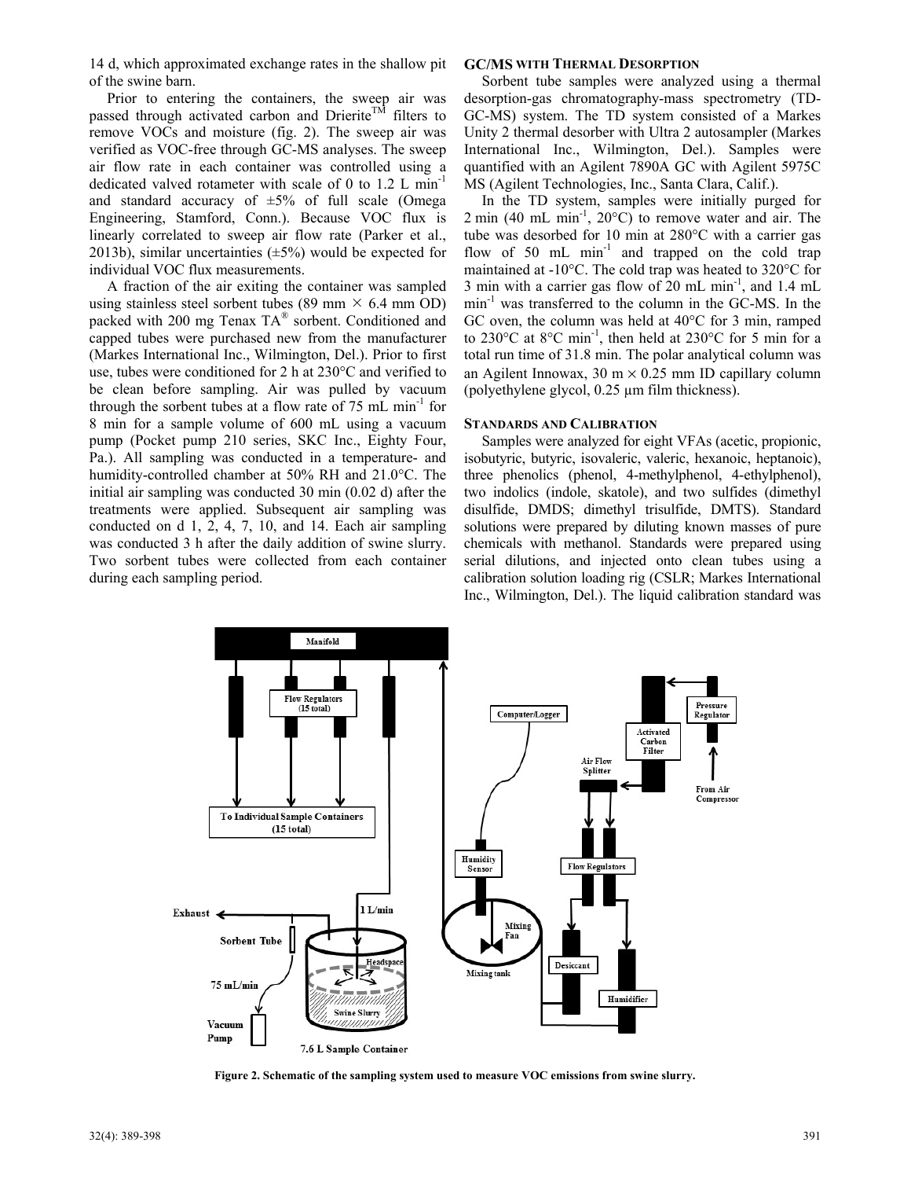14 d, which approximated exchange rates in the shallow pit of the swine barn.

Prior to entering the containers, the sweep air was passed through activated carbon and Drierite™ filters to remove VOCs and moisture (fig. 2). The sweep air was verified as VOC-free through GC-MS analyses. The sweep air flow rate in each container was controlled using a dedicated valved rotameter with scale of 0 to 1.2 L min$^{-1}$ and standard accuracy of ±5% of full scale (Omega Engineering, Stamford, Conn.). Because VOC flux is linearly correlated to sweep air flow rate (Parker et al., 2013b), similar uncertainties (±5%) would be expected for individual VOC flux measurements.

A fraction of the air exiting the container was sampled using stainless steel sorbent tubes (89 mm × 6.4 mm OD) packed with 200 mg Tenax TA® sorbent. Conditioned and capped tubes were purchased new from the manufacturer (Markes International Inc., Wilmington, Del.). Prior to first use, tubes were conditioned for 2 h at 230°C and verified to be clean before sampling. Air was pulled by vacuum through the sorbent tubes at a flow rate of 75 mL min$^{-1}$ for 8 min for a sample volume of 600 mL using a vacuum pump (Pocket pump 210 series, SKC Inc., Eighty Four, Pa.). All sampling was conducted in a temperature- and humidity-controlled chamber at 50% RH and 21.0°C. The initial air sampling was conducted 30 min (0.02 d) after the treatments were applied. Subsequent air sampling was conducted on d 1, 2, 4, 7, 10, and 14. Each air sampling was conducted 3 h after the daily addition of swine slurry. Two sorbent tubes were collected from each container during each sampling period.

### GC/MS with Thermal Desorption

Sorbent tube samples were analyzed using a thermal desorption-gas chromatography-mass spectrometry (TD-GC-MS) system. The TD system consisted of a Markes Unity 2 thermal desorber with Ultra 2 autosampler (Markes International Inc., Wilmington, Del.). Samples were quantified with an Agilent 7890A GC with Agilent 5975C MS (Agilent Technologies, Inc., Santa Clara, Calif.).

In the TD system, samples were initially purged for 2 min (40 mL min$^{-1}$, 20°C) to remove water and air. The tube was desorbed for 10 min at 280°C with a carrier gas flow of 50 mL min$^{-1}$ and trapped on the cold trap maintained at -10°C. The cold trap was heated to 320°C for 3 min with a carrier gas flow of 20 mL min$^{-1}$, and 1.4 mL min$^{-1}$ was transferred to the column in the GC-MS. In the GC oven, the column was held at 40°C for 3 min, ramped to 230°C at 8°C min$^{-1}$, then held at 230°C for 5 min for a total run time of 31.8 min. The polar analytical column was an Agilent Innowax, 30 m × 0.25 mm ID capillary column (polyethylene glycol, 0.25 µm film thickness).

### Standards and Calibration

Samples were analyzed for eight VFAs (acetic, propionic, isobutyric, butyric, isovaleric, valeric, hexanoic, heptanoic), three phenolics (phenol, 4-methylphenol, 4-ethylphenol), two indolics (indole, skatole), and two sulfides (dimethyl disulfide, DMDS; dimethyl trisulfide, DMTS). Standard solutions were prepared by diluting known masses of pure chemicals with methanol. Standards were prepared using serial dilutions, and injected onto clean tubes using a calibration solution loading rig (CSLR; Markes International Inc., Wilmington, Del.). The liquid calibration standard was

**Figure 2. Schematic of the sampling system used to measure VOC emissions from swine slurry.**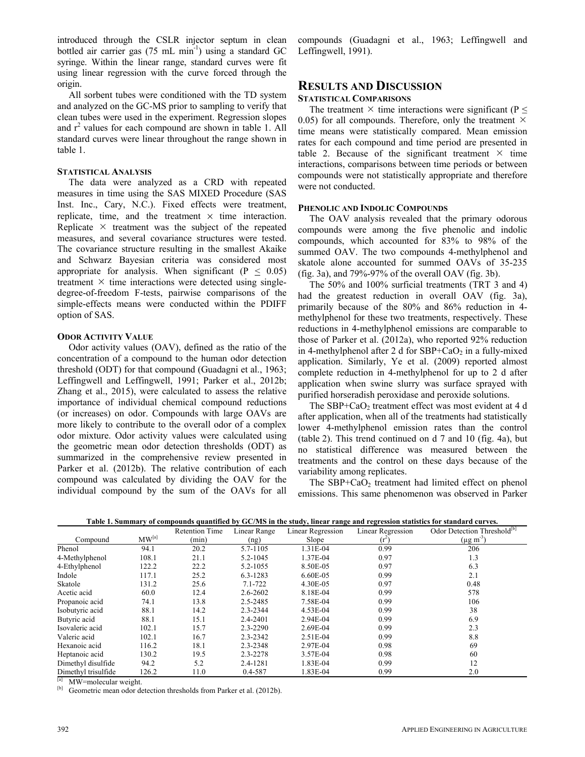introduced through the CSLR injector septum in clean bottled air carrier gas (75 mL $min^{-1}$) using a standard GC syringe. Within the linear range, standard curves were fit using linear regression with the curve forced through the origin.

All sorbent tubes were conditioned with the TD system and analyzed on the GC-MS prior to sampling to verify that clean tubes were used in the experiment. Regression slopes and $r^2$ values for each compound are shown in table 1. All standard curves were linear throughout the range shown in table 1.

#### STATISTICAL ANALYSIS

The data were analyzed as a CRD with repeated measures in time using the SAS MIXED Procedure (SAS Inst. Inc., Cary, N.C.). Fixed effects were treatment, replicate, time, and the treatment × time interaction. Replicate × treatment was the subject of the repeated measures, and several covariance structures were tested. The covariance structure resulting in the smallest Akaike and Schwarz Bayesian criteria was considered most appropriate for analysis. When significant ($P \leq 0.05$) treatment × time interactions were detected using single-degree-of-freedom F-tests, pairwise comparisons of the simple-effects means were conducted within the PDIFF option of SAS.

#### ODOR ACTIVITY VALUE

Odor activity values (OAV), defined as the ratio of the concentration of a compound to the human odor detection threshold (ODT) for that compound (Guadagni et al., 1963; Leffingwell and Leffingwell, 1991; Parker et al., 2012b; Zhang et al., 2015), were calculated to assess the relative importance of individual chemical compound reductions (or increases) on odor. Compounds with large OAVs are more likely to contribute to the overall odor of a complex odor mixture. Odor activity values were calculated using the geometric mean odor detection thresholds (ODT) as summarized in the comprehensive review presented in Parker et al. (2012b). The relative contribution of each compound was calculated by dividing the OAV for the individual compound by the sum of the OAVs for all compounds (Guadagni et al., 1963; Leffingwell and Leffingwell, 1991).

## RESULTS AND DISCUSSION

#### STATISTICAL COMPARISONS

The treatment × time interactions were significant ($P \leq 0.05$) for all compounds. Therefore, only the treatment × time means were statistically compared. Mean emission rates for each compound and time period are presented in table 2. Because of the significant treatment × time interactions, comparisons between time periods or between compounds were not statistically appropriate and therefore were not conducted.

#### PHENOLIC AND INDOLIC COMPOUNDS

The OAV analysis revealed that the primary odorous compounds were among the five phenolic and indolic compounds, which accounted for 83% to 98% of the summed OAV. The two compounds 4-methylphenol and skatole alone accounted for summed OAVs of 35-235 (fig. 3a), and 79%-97% of the overall OAV (fig. 3b).

The 50% and 100% surficial treatments (TRT 3 and 4) had the greatest reduction in overall OAV (fig. 3a), primarily because of the 80% and 86% reduction in 4-methylphenol for these two treatments, respectively. These reductions in 4-methylphenol emissions are comparable to those of Parker et al. (2012a), who reported 92% reduction in 4-methylphenol after 2 d for SBP+$CaO_2$ in a fully-mixed application. Similarly, Ye et al. (2009) reported almost complete reduction in 4-methylphenol for up to 2 d after application when swine slurry was surface sprayed with purified horseradish peroxidase and peroxide solutions.

The SBP+$CaO_2$ treatment effect was most evident at 4 d after application, when all of the treatments had statistically lower 4-methylphenol emission rates than the control (table 2). This trend continued on d 7 and 10 (fig. 4a), but no statistical difference was measured between the treatments and the control on these days because of the variability among replicates.

The SBP+$CaO_2$ treatment had limited effect on phenol emissions. This same phenomenon was observed in Parker

**Table 1. Summary of compounds quantified by GC/MS in the study, linear range and regression statistics for standard curves.**

| Compound | MW[a] | Retention Time (min) | Linear Range (ng) | Linear Regression Slope | Linear Regression ($r^2$) | Odor Detection Threshold[b] ($\mu g\ m^{-3}$) |
|---|---|---|---|---|---|---|
| Phenol | 94.1 | 20.2 | 5.7-1105 | 1.31E-04 | 0.99 | 206 |
| 4-Methylphenol | 108.1 | 21.1 | 5.2-1045 | 1.37E-04 | 0.97 | 1.3 |
| 4-Ethylphenol | 122.2 | 22.2 | 5.2-1055 | 8.50E-05 | 0.97 | 6.3 |
| Indole | 117.1 | 25.2 | 6.3-1283 | 6.60E-05 | 0.99 | 2.1 |
| Skatole | 131.2 | 25.6 | 7.1-722 | 4.30E-05 | 0.97 | 0.48 |
| Acetic acid | 60.0 | 12.4 | 2.6-2602 | 8.18E-04 | 0.99 | 578 |
| Propanoic acid | 74.1 | 13.8 | 2.5-2485 | 7.58E-04 | 0.99 | 106 |
| Isobutyric acid | 88.1 | 14.2 | 2.3-2344 | 4.53E-04 | 0.99 | 38 |
| Butyric acid | 88.1 | 15.1 | 2.4-2401 | 2.94E-04 | 0.99 | 6.9 |
| Isovaleric acid | 102.1 | 15.7 | 2.3-2290 | 2.69E-04 | 0.99 | 2.3 |
| Valeric acid | 102.1 | 16.7 | 2.3-2342 | 2.51E-04 | 0.99 | 8.8 |
| Hexanoic acid | 116.2 | 18.1 | 2.3-2348 | 2.97E-04 | 0.98 | 69 |
| Heptanoic acid | 130.2 | 19.5 | 2.3-2278 | 3.57E-04 | 0.98 | 60 |
| Dimethyl disulfide | 94.2 | 5.2 | 2.4-1281 | 1.83E-04 | 0.99 | 12 |
| Dimethyl trisulfide | 126.2 | 11.0 | 0.4-587 | 1.83E-04 | 0.99 | 2.0 |

[a] MW=molecular weight.
[b] Geometric mean odor detection thresholds from Parker et al. (2012b).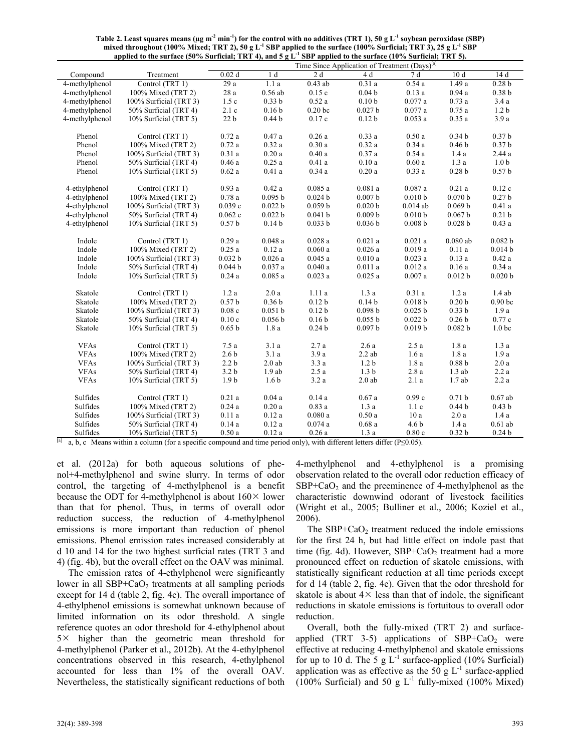**Table 2. Least squares means (μg m$^{-2}$ min$^{-1}$) for the control with no additives (TRT 1), 50 g L$^{-1}$ soybean peroxidase (SBP) mixed throughout (100% Mixed; TRT 2), 50 g L$^{-1}$ SBP applied to the surface (100% Surficial; TRT 3), 25 g L$^{-1}$ SBP applied to the surface (50% Surficial; TRT 4), and 5 g L$^{-1}$ SBP applied to the surface (10% Surficial; TRT 5).**

| Compound | Treatment | Time Since Application of Treatment (Days)[a] | | | | | | |
|---|---|---|---|---|---|---|---|---|
| | | 0.02 d | 1 d | 2 d | 4 d | 7 d | 10 d | 14 d |
| 4-methylphenol | Control (TRT 1) | 29 a | 1.1 a | 0.43 ab | 0.31 a | 0.54 a | 1.49 a | 0.28 b |
| 4-methylphenol | 100% Mixed (TRT 2) | 28 a | 0.56 ab | 0.15 c | 0.04 b | 0.13 a | 0.94 a | 0.38 b |
| 4-methylphenol | 100% Surficial (TRT 3) | 1.5 c | 0.33 b | 0.52 a | 0.10 b | 0.077 a | 0.73 a | 3.4 a |
| 4-methylphenol | 50% Surficial (TRT 4) | 2.1 c | 0.16 b | 0.20 bc | 0.027 b | 0.077 a | 0.75 a | 1.2 b |
| 4-methylphenol | 10% Surficial (TRT 5) | 22 b | 0.44 b | 0.17 c | 0.12 b | 0.053 a | 0.35 a | 3.9 a |
| Phenol | Control (TRT 1) | 0.72 a | 0.47 a | 0.26 a | 0.33 a | 0.50 a | 0.34 b | 0.37 b |
| Phenol | 100% Mixed (TRT 2) | 0.72 a | 0.32 a | 0.30 a | 0.32 a | 0.34 a | 0.46 b | 0.37 b |
| Phenol | 100% Surficial (TRT 3) | 0.31 a | 0.20 a | 0.40 a | 0.37 a | 0.54 a | 1.4 a | 2.44 a |
| Phenol | 50% Surficial (TRT 4) | 0.46 a | 0.25 a | 0.41 a | 0.10 a | 0.60 a | 1.3 a | 1.0 b |
| Phenol | 10% Surficial (TRT 5) | 0.62 a | 0.41 a | 0.34 a | 0.20 a | 0.33 a | 0.28 b | 0.57 b |
| 4-ethylphenol | Control (TRT 1) | 0.93 a | 0.42 a | 0.085 a | 0.081 a | 0.087 a | 0.21 a | 0.12 c |
| 4-ethylphenol | 100% Mixed (TRT 2) | 0.78 a | 0.095 b | 0.024 b | 0.007 b | 0.010 b | 0.070 b | 0.27 b |
| 4-ethylphenol | 100% Surficial (TRT 3) | 0.039 c | 0.022 b | 0.059 b | 0.020 b | 0.014 ab | 0.069 b | 0.41 a |
| 4-ethylphenol | 50% Surficial (TRT 4) | 0.062 c | 0.022 b | 0.041 b | 0.009 b | 0.010 b | 0.067 b | 0.21 b |
| 4-ethylphenol | 10% Surficial (TRT 5) | 0.57 b | 0.14 b | 0.033 b | 0.036 b | 0.008 b | 0.028 b | 0.43 a |
| Indole | Control (TRT 1) | 0.29 a | 0.048 a | 0.028 a | 0.021 a | 0.021 a | 0.080 ab | 0.082 b |
| Indole | 100% Mixed (TRT 2) | 0.25 a | 0.12 a | 0.060 a | 0.026 a | 0.019 a | 0.11 a | 0.014 b |
| Indole | 100% Surficial (TRT 3) | 0.032 b | 0.026 a | 0.045 a | 0.010 a | 0.023 a | 0.13 a | 0.42 a |
| Indole | 50% Surficial (TRT 4) | 0.044 b | 0.037 a | 0.040 a | 0.011 a | 0.012 a | 0.16 a | 0.34 a |
| Indole | 10% Surficial (TRT 5) | 0.24 a | 0.085 a | 0.023 a | 0.025 a | 0.007 a | 0.012 b | 0.020 b |
| Skatole | Control (TRT 1) | 1.2 a | 2.0 a | 1.11 a | 1.3 a | 0.31 a | 1.2 a | 1.4 ab |
| Skatole | 100% Mixed (TRT 2) | 0.57 b | 0.36 b | 0.12 b | 0.14 b | 0.018 b | 0.20 b | 0.90 bc |
| Skatole | 100% Surficial (TRT 3) | 0.08 c | 0.051 b | 0.12 b | 0.098 b | 0.025 b | 0.33 b | 1.9 a |
| Skatole | 50% Surficial (TRT 4) | 0.10 c | 0.056 b | 0.16 b | 0.055 b | 0.022 b | 0.26 b | 0.77 c |
| Skatole | 10% Surficial (TRT 5) | 0.65 b | 1.8 a | 0.24 b | 0.097 b | 0.019 b | 0.082 b | 1.0 bc |
| VFAs | Control (TRT 1) | 7.5 a | 3.1 a | 2.7 a | 2.6 a | 2.5 a | 1.8 a | 1.3 a |
| VFAs | 100% Mixed (TRT 2) | 2.6 b | 3.1 a | 3.9 a | 2.2 ab | 1.6 a | 1.8 a | 1.9 a |
| VFAs | 100% Surficial (TRT 3) | 2.2 b | 2.0 ab | 3.3 a | 1.2 b | 1.8 a | 0.88 b | 2.0 a |
| VFAs | 50% Surficial (TRT 4) | 3.2 b | 1.9 ab | 2.5 a | 1.3 b | 2.8 a | 1.3 ab | 2.2 a |
| VFAs | 10% Surficial (TRT 5) | 1.9 b | 1.6 b | 3.2 a | 2.0 ab | 2.1 a | 1.7 ab | 2.2 a |
| Sulfides | Control (TRT 1) | 0.21 a | 0.04 a | 0.14 a | 0.67 a | 0.99 c | 0.71 b | 0.67 ab |
| Sulfides | 100% Mixed (TRT 2) | 0.24 a | 0.20 a | 0.83 a | 1.3 a | 1.1 c | 0.44 b | 0.43 b |
| Sulfides | 100% Surficial (TRT 3) | 0.11 a | 0.12 a | 0.080 a | 0.50 a | 10 a | 2.0 a | 1.4 a |
| Sulfides | 50% Surficial (TRT 4) | 0.14 a | 0.12 a | 0.074 a | 0.68 a | 4.6 b | 1.4 a | 0.61 ab |
| Sulfides | 10% Surficial (TRT 5) | 0.50 a | 0.12 a | 0.26 a | 1.3 a | 0.80 c | 0.32 b | 0.24 b |

[a] a, b, c Means within a column (for a specific compound and time period only), with different letters differ (P≤0.05).

et al. (2012a) for both aqueous solutions of phenol+4-methylphenol and swine slurry. In terms of odor control, the targeting of 4-methylphenol is a benefit because the ODT for 4-methylphenol is about 160× lower than that for phenol. Thus, in terms of overall odor reduction success, the reduction of 4-methylphenol emissions is more important than reduction of phenol emissions. Phenol emission rates increased considerably at d 10 and 14 for the two highest surficial rates (TRT 3 and 4) (fig. 4b), but the overall effect on the OAV was minimal.

The emission rates of 4-ethylphenol were significantly lower in all SBP+$CaO_2$ treatments at all sampling periods except for 14 d (table 2, fig. 4c). The overall importance of 4-ethylphenol emissions is somewhat unknown because of limited information on its odor threshold. A single reference quotes an odor threshold for 4-ethylphenol about 5× higher than the geometric mean threshold for 4-methylphenol (Parker et al., 2012b). At the 4-ethylphenol concentrations observed in this research, 4-ethylphenol accounted for less than 1% of the overall OAV. Nevertheless, the statistically significant reductions of both 4-methylphenol and 4-ethylphenol is a promising observation related to the overall odor reduction efficacy of SBP+$CaO_2$ and the preeminence of 4-methylphenol as the characteristic downwind odorant of livestock facilities (Wright et al., 2005; Bulliner et al., 2006; Koziel et al., 2006).

The SBP+$CaO_2$ treatment reduced the indole emissions for the first 24 h, but had little effect on indole past that time (fig. 4d). However, SBP+$CaO_2$ treatment had a more pronounced effect on reduction of skatole emissions, with statistically significant reduction at all time periods except for d 14 (table 2, fig. 4e). Given that the odor threshold for skatole is about 4× less than that of indole, the significant reductions in skatole emissions is fortuitous to overall odor reduction.

Overall, both the fully-mixed (TRT 2) and surface-applied (TRT 3-5) applications of SBP+$CaO_2$ were effective at reducing 4-methylphenol and skatole emissions for up to 10 d. The 5 g L$^{-1}$ surface-applied (10% Surficial) application was as effective as the 50 g L$^{-1}$ surface-applied (100% Surficial) and 50 g L$^{-1}$ fully-mixed (100% Mixed)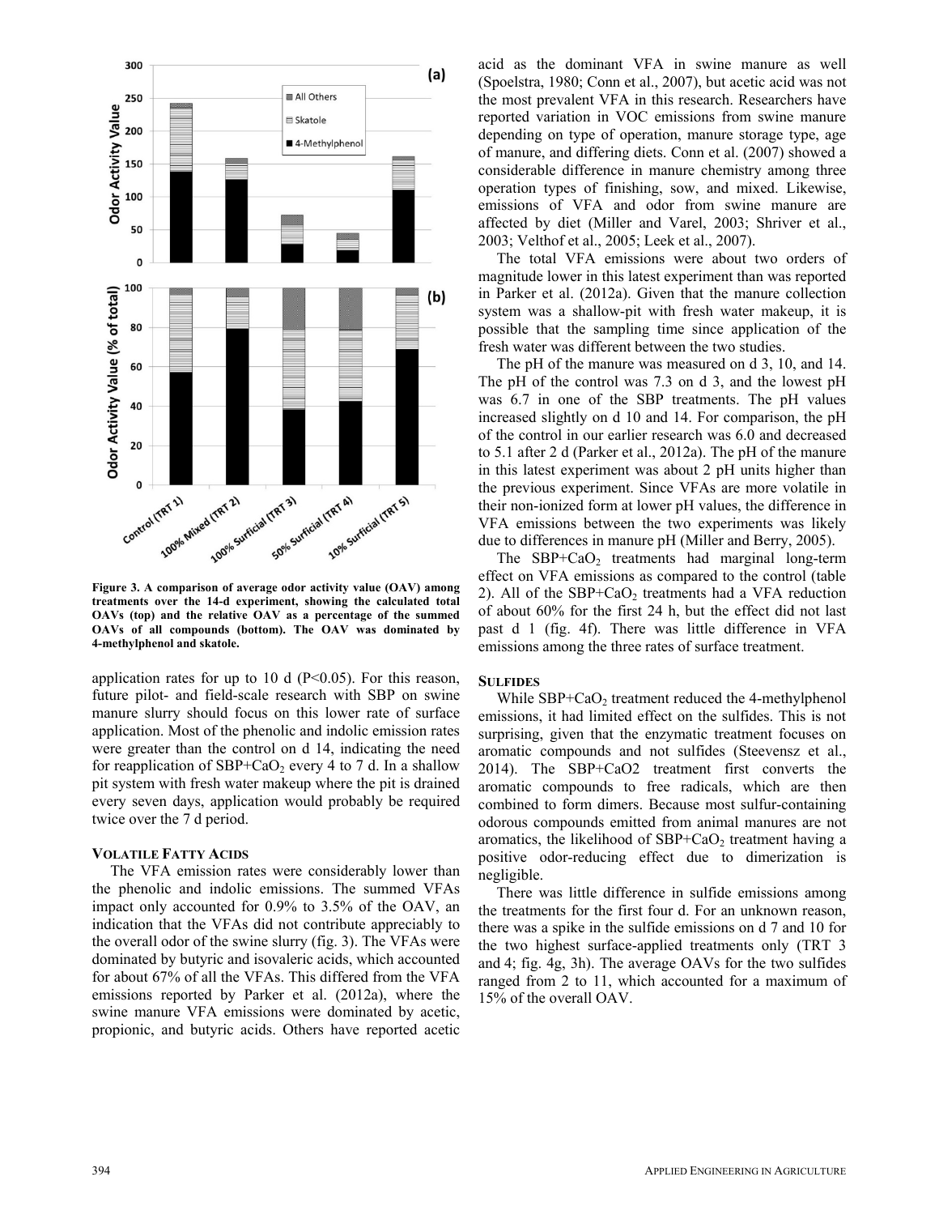Figure 3. A comparison of average odor activity value (OAV) among treatments over the 14-d experiment, showing the calculated total OAVs (top) and the relative OAV as a percentage of the summed OAVs of all compounds (bottom). The OAV was dominated by 4-methylphenol and skatole.

application rates for up to 10 d (P<0.05). For this reason, future pilot- and field-scale research with SBP on swine manure slurry should focus on this lower rate of surface application. Most of the phenolic and indolic emission rates were greater than the control on d 14, indicating the need for reapplication of SBP+$CaO_2$ every 4 to 7 d. In a shallow pit system with fresh water makeup where the pit is drained every seven days, application would probably be required twice over the 7 d period.

### Volatile Fatty Acids

The VFA emission rates were considerably lower than the phenolic and indolic emissions. The summed VFAs impact only accounted for 0.9% to 3.5% of the OAV, an indication that the VFAs did not contribute appreciably to the overall odor of the swine slurry (fig. 3). The VFAs were dominated by butyric and isovaleric acids, which accounted for about 67% of all the VFAs. This differed from the VFA emissions reported by Parker et al. (2012a), where the swine manure VFA emissions were dominated by acetic, propionic, and butyric acids. Others have reported acetic acid as the dominant VFA in swine manure as well (Spoelstra, 1980; Conn et al., 2007), but acetic acid was not the most prevalent VFA in this research. Researchers have reported variation in VOC emissions from swine manure depending on type of operation, manure storage type, age of manure, and differing diets. Conn et al. (2007) showed a considerable difference in manure chemistry among three operation types of finishing, sow, and mixed. Likewise, emissions of VFA and odor from swine manure are affected by diet (Miller and Varel, 2003; Shriver et al., 2003; Velthof et al., 2005; Leek et al., 2007).

The total VFA emissions were about two orders of magnitude lower in this latest experiment than was reported in Parker et al. (2012a). Given that the manure collection system was a shallow-pit with fresh water makeup, it is possible that the sampling time since application of the fresh water was different between the two studies.

The pH of the manure was measured on d 3, 10, and 14. The pH of the control was 7.3 on d 3, and the lowest pH was 6.7 in one of the SBP treatments. The pH values increased slightly on d 10 and 14. For comparison, the pH of the control in our earlier research was 6.0 and decreased to 5.1 after 2 d (Parker et al., 2012a). The pH of the manure in this latest experiment was about 2 pH units higher than the previous experiment. Since VFAs are more volatile in their non-ionized form at lower pH values, the difference in VFA emissions between the two experiments was likely due to differences in manure pH (Miller and Berry, 2005).

The SBP+$CaO_2$ treatments had marginal long-term effect on VFA emissions as compared to the control (table 2). All of the SBP+$CaO_2$ treatments had a VFA reduction of about 60% for the first 24 h, but the effect did not last past d 1 (fig. 4f). There was little difference in VFA emissions among the three rates of surface treatment.

### Sulfides

While SBP+$CaO_2$ treatment reduced the 4-methylphenol emissions, it had limited effect on the sulfides. This is not surprising, given that the enzymatic treatment focuses on aromatic compounds and not sulfides (Steevensz et al., 2014). The SBP+CaO2 treatment first converts the aromatic compounds to free radicals, which are then combined to form dimers. Because most sulfur-containing odorous compounds emitted from animal manures are not aromatics, the likelihood of SBP+$CaO_2$ treatment having a positive odor-reducing effect due to dimerization is negligible.

There was little difference in sulfide emissions among the treatments for the first four d. For an unknown reason, there was a spike in the sulfide emissions on d 7 and 10 for the two highest surface-applied treatments only (TRT 3 and 4; fig. 4g, 3h). The average OAVs for the two sulfides ranged from 2 to 11, which accounted for a maximum of 15% of the overall OAV.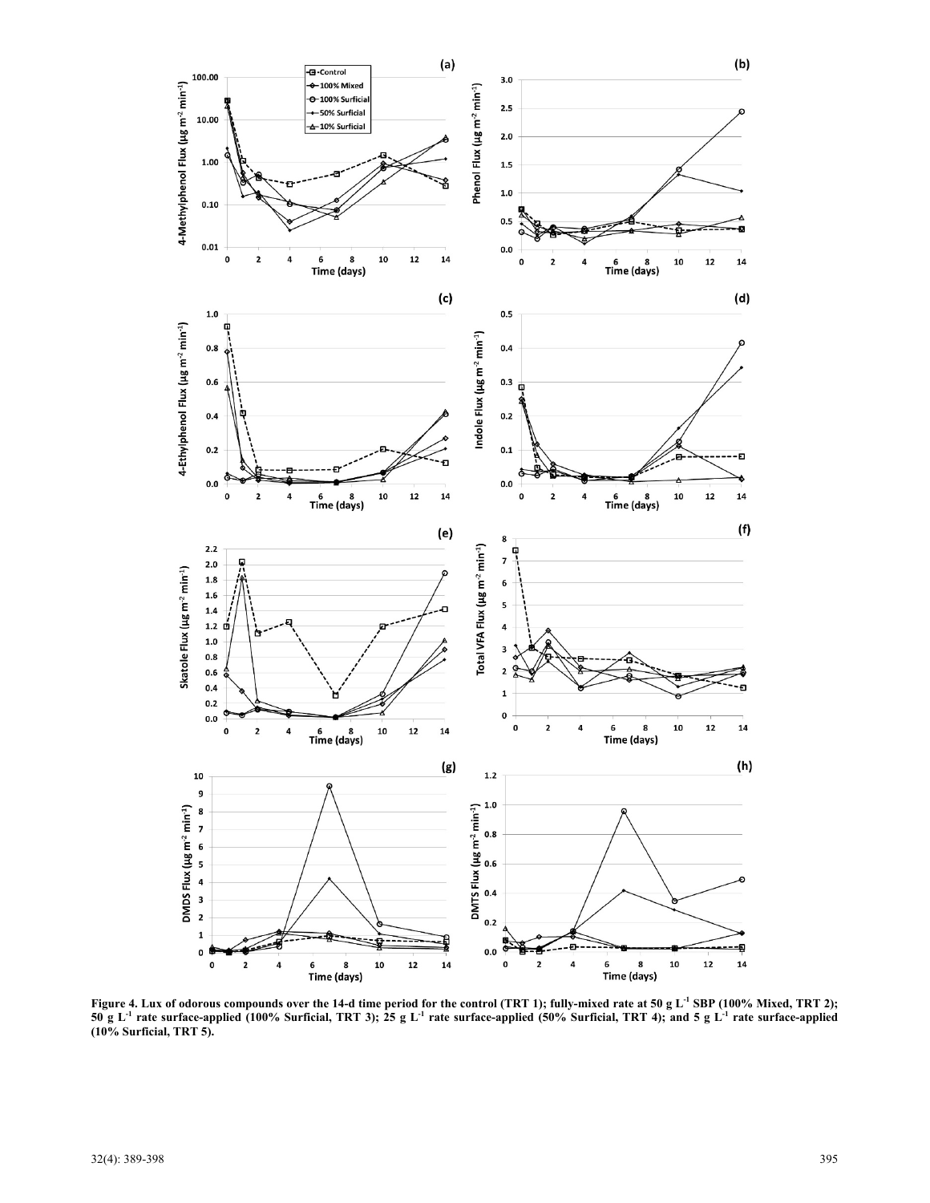**Figure 4. Lux of odorous compounds over the 14-d time period for the control (TRT 1); fully-mixed rate at 50 g $L^{-1}$ SBP (100% Mixed, TRT 2); 50 g $L^{-1}$ rate surface-applied (100% Surficial, TRT 3); 25 g $L^{-1}$ rate surface-applied (50% Surficial, TRT 4); and 5 g $L^{-1}$ rate surface-applied (10% Surficial, TRT 5).**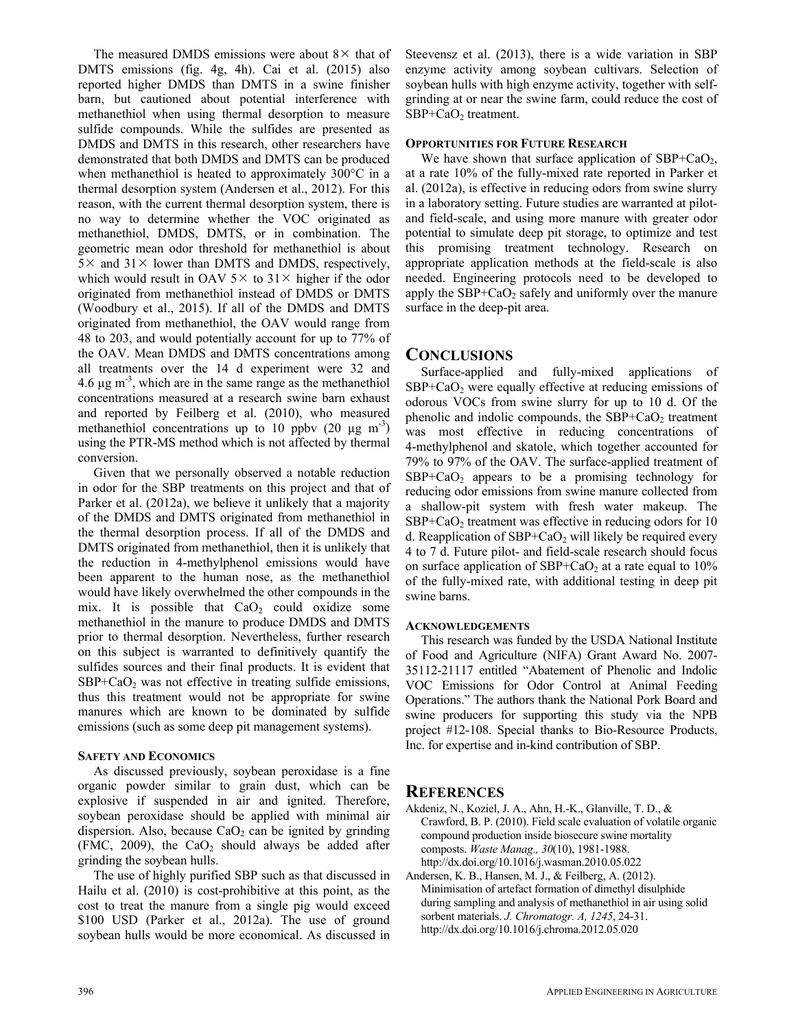The measured DMDS emissions were about 8× that of DMTS emissions (fig. 4g, 4h). Cai et al. (2015) also reported higher DMDS than DMTS in a swine finisher barn, but cautioned about potential interference with methanethiol when using thermal desorption to measure sulfide compounds. While the sulfides are presented as DMDS and DMTS in this research, other researchers have demonstrated that both DMDS and DMTS can be produced when methanethiol is heated to approximately 300°C in a thermal desorption system (Andersen et al., 2012). For this reason, with the current thermal desorption system, there is no way to determine whether the VOC originated as methanethiol, DMDS, DMTS, or in combination. The geometric mean odor threshold for methanethiol is about 5× and 31× lower than DMTS and DMDS, respectively, which would result in OAV 5× to 31× higher if the odor originated from methanethiol instead of DMDS or DMTS (Woodbury et al., 2015). If all of the DMDS and DMTS originated from methanethiol, the OAV would range from 48 to 203, and would potentially account for up to 77% of the OAV. Mean DMDS and DMTS concentrations among all treatments over the 14 d experiment were 32 and 4.6 μg $m^{-3}$, which are in the same range as the methanethiol concentrations measured at a research swine barn exhaust and reported by Feilberg et al. (2010), who measured methanethiol concentrations up to 10 ppbv (20 μg $m^{-3}$) using the PTR-MS method which is not affected by thermal conversion.

Given that we personally observed a notable reduction in odor for the SBP treatments on this project and that of Parker et al. (2012a), we believe it unlikely that a majority of the DMDS and DMTS originated from methanethiol in the thermal desorption process. If all of the DMDS and DMTS originated from methanethiol, then it is unlikely that the reduction in 4-methylphenol emissions would have been apparent to the human nose, as the methanethiol would have likely overwhelmed the other compounds in the mix. It is possible that $CaO_2$ could oxidize some methanethiol in the manure to produce DMDS and DMTS prior to thermal desorption. Nevertheless, further research on this subject is warranted to definitively quantify the sulfides sources and their final products. It is evident that SBP+$CaO_2$ was not effective in treating sulfide emissions, thus this treatment would not be appropriate for swine manures which are known to be dominated by sulfide emissions (such as some deep pit management systems).

#### Safety and Economics

As discussed previously, soybean peroxidase is a fine organic powder similar to grain dust, which can be explosive if suspended in air and ignited. Therefore, soybean peroxidase should be applied with minimal air dispersion. Also, because $CaO_2$ can be ignited by grinding (FMC, 2009), the $CaO_2$ should always be added after grinding the soybean hulls.

The use of highly purified SBP such as that discussed in Hailu et al. (2010) is cost-prohibitive at this point, as the cost to treat the manure from a single pig would exceed \$100 USD (Parker et al., 2012a). The use of ground soybean hulls would be more economical. As discussed in Steevensz et al. (2013), there is a wide variation in SBP enzyme activity among soybean cultivars. Selection of soybean hulls with high enzyme activity, together with self-grinding at or near the swine farm, could reduce the cost of SBP+$CaO_2$ treatment.

#### Opportunities for Future Research

We have shown that surface application of SBP+$CaO_2$, at a rate 10% of the fully-mixed rate reported in Parker et al. (2012a), is effective in reducing odors from swine slurry in a laboratory setting. Future studies are warranted at pilot- and field-scale, and using more manure with greater odor potential to simulate deep pit storage, to optimize and test this promising treatment technology. Research on appropriate application methods at the field-scale is also needed. Engineering protocols need to be developed to apply the SBP+$CaO_2$ safely and uniformly over the manure surface in the deep-pit area.

## Conclusions

Surface-applied and fully-mixed applications of SBP+$CaO_2$ were equally effective at reducing emissions of odorous VOCs from swine slurry for up to 10 d. Of the phenolic and indolic compounds, the SBP+$CaO_2$ treatment was most effective in reducing concentrations of 4-methylphenol and skatole, which together accounted for 79% to 97% of the OAV. The surface-applied treatment of SBP+$CaO_2$ appears to be a promising technology for reducing odor emissions from swine manure collected from a shallow-pit system with fresh water makeup. The SBP+$CaO_2$ treatment was effective in reducing odors for 10 d. Reapplication of SBP+$CaO_2$ will likely be required every 4 to 7 d. Future pilot- and field-scale research should focus on surface application of SBP+$CaO_2$ at a rate equal to 10% of the fully-mixed rate, with additional testing in deep pit swine barns.

#### Acknowledgements

This research was funded by the USDA National Institute of Food and Agriculture (NIFA) Grant Award No. 2007-35112-21117 entitled "Abatement of Phenolic and Indolic VOC Emissions for Odor Control at Animal Feeding Operations." The authors thank the National Pork Board and swine producers for supporting this study via the NPB project #12-108. Special thanks to Bio-Resource Products, Inc. for expertise and in-kind contribution of SBP.

## References

Akdeniz, N., Koziel, J. A., Ahn, H.-K., Glanville, T. D., & Crawford, B. P. (2010). Field scale evaluation of volatile organic compound production inside biosecure swine mortality composts. *Waste Manag., 30*(10), 1981-1988. http://dx.doi.org/10.1016/j.wasman.2010.05.022

Andersen, K. B., Hansen, M. J., & Feilberg, A. (2012). Minimisation of artefact formation of dimethyl disulphide during sampling and analysis of methanethiol in air using solid sorbent materials. *J. Chromatogr. A, 1245*, 24-31. http://dx.doi.org/10.1016/j.chroma.2012.05.020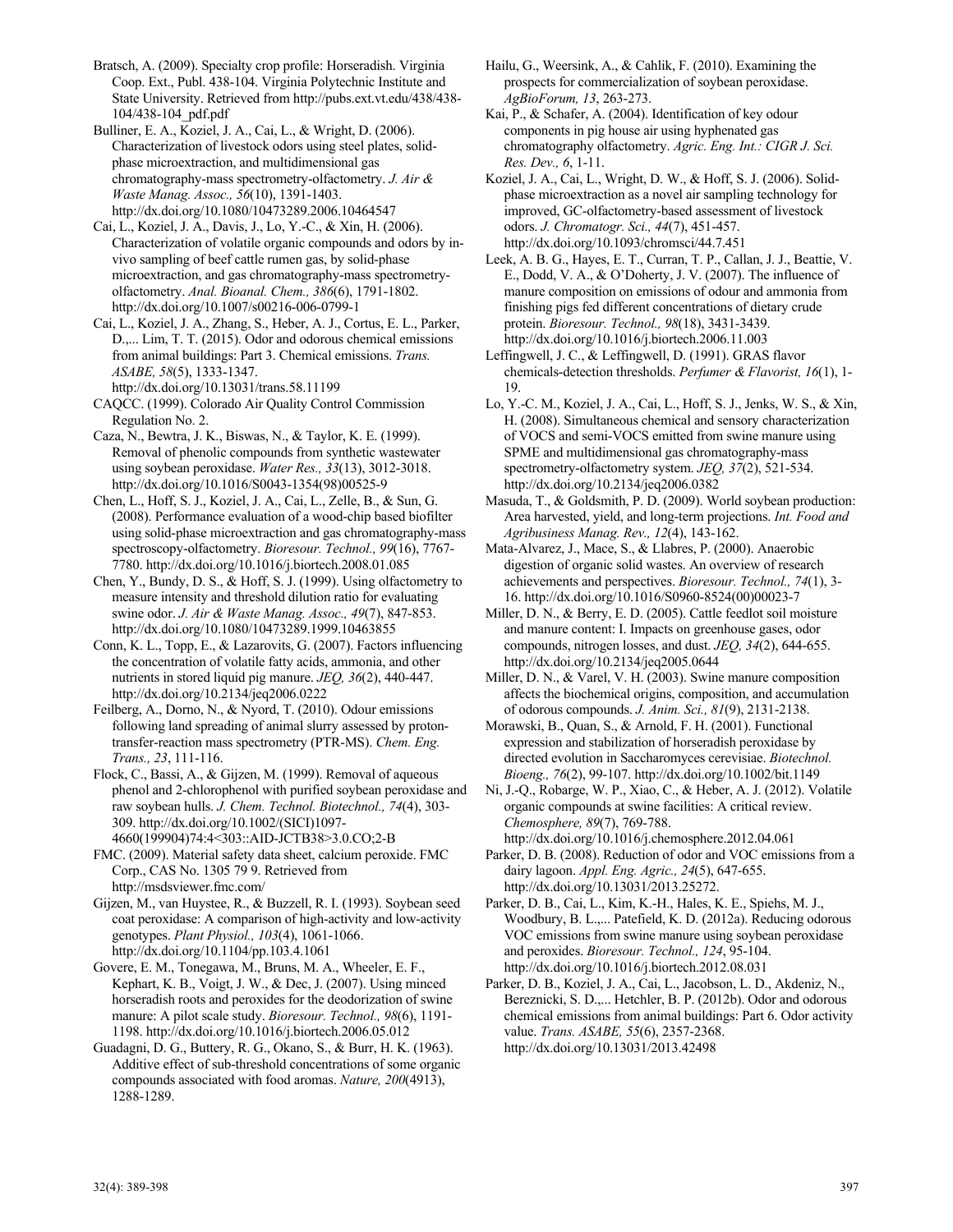Bratsch, A. (2009). Specialty crop profile: Horseradish. Virginia Coop. Ext., Publ. 438-104. Virginia Polytechnic Institute and State University. Retrieved from http://pubs.ext.vt.edu/438/438-104/438-104_pdf.pdf

Bulliner, E. A., Koziel, J. A., Cai, L., & Wright, D. (2006). Characterization of livestock odors using steel plates, solid-phase microextraction, and multidimensional gas chromatography-mass spectrometry-olfactometry. *J. Air & Waste Manag. Assoc., 56*(10), 1391-1403. http://dx.doi.org/10.1080/10473289.2006.10464547

Cai, L., Koziel, J. A., Davis, J., Lo, Y.-C., & Xin, H. (2006). Characterization of volatile organic compounds and odors by in-vivo sampling of beef cattle rumen gas, by solid-phase microextraction, and gas chromatography-mass spectrometry-olfactometry. *Anal. Bioanal. Chem., 386*(6), 1791-1802. http://dx.doi.org/10.1007/s00216-006-0799-1

Cai, L., Koziel, J. A., Zhang, S., Heber, A. J., Cortus, E. L., Parker, D.,... Lim, T. T. (2015). Odor and odorous chemical emissions from animal buildings: Part 3. Chemical emissions. *Trans. ASABE, 58*(5), 1333-1347. http://dx.doi.org/10.13031/trans.58.11199

CAQCC. (1999). Colorado Air Quality Control Commission Regulation No. 2.

Caza, N., Bewtra, J. K., Biswas, N., & Taylor, K. E. (1999). Removal of phenolic compounds from synthetic wastewater using soybean peroxidase. *Water Res., 33*(13), 3012-3018. http://dx.doi.org/10.1016/S0043-1354(98)00525-9

Chen, L., Hoff, S. J., Koziel, J. A., Cai, L., Zelle, B., & Sun, G. (2008). Performance evaluation of a wood-chip based biofilter using solid-phase microextraction and gas chromatography-mass spectroscopy-olfactometry. *Bioresour. Technol., 99*(16), 7767-7780. http://dx.doi.org/10.1016/j.biortech.2008.01.085

Chen, Y., Bundy, D. S., & Hoff, S. J. (1999). Using olfactometry to measure intensity and threshold dilution ratio for evaluating swine odor. *J. Air & Waste Manag. Assoc., 49*(7), 847-853. http://dx.doi.org/10.1080/10473289.1999.10463855

Conn, K. L., Topp, E., & Lazarovits, G. (2007). Factors influencing the concentration of volatile fatty acids, ammonia, and other nutrients in stored liquid pig manure. *JEQ, 36*(2), 440-447. http://dx.doi.org/10.2134/jeq2006.0222

Feilberg, A., Dorno, N., & Nyord, T. (2010). Odour emissions following land spreading of animal slurry assessed by proton-transfer-reaction mass spectrometry (PTR-MS). *Chem. Eng. Trans., 23*, 111-116.

Flock, C., Bassi, A., & Gijzen, M. (1999). Removal of aqueous phenol and 2-chlorophenol with purified soybean peroxidase and raw soybean hulls. *J. Chem. Technol. Biotechnol., 74*(4), 303-309. http://dx.doi.org/10.1002/(SICI)1097-4660(199904)74:4<303::AID-JCTB38>3.0.CO;2-B

FMC. (2009). Material safety data sheet, calcium peroxide. FMC Corp., CAS No. 1305 79 9. Retrieved from http://msdsviewer.fmc.com/

Gijzen, M., van Huystee, R., & Buzzell, R. I. (1993). Soybean seed coat peroxidase: A comparison of high-activity and low-activity genotypes. *Plant Physiol., 103*(4), 1061-1066. http://dx.doi.org/10.1104/pp.103.4.1061

Govere, E. M., Tonegawa, M., Bruns, M. A., Wheeler, E. F., Kephart, K. B., Voigt, J. W., & Dec, J. (2007). Using minced horseradish roots and peroxides for the deodorization of swine manure: A pilot scale study. *Bioresour. Technol., 98*(6), 1191-1198. http://dx.doi.org/10.1016/j.biortech.2006.05.012

Guadagni, D. G., Buttery, R. G., Okano, S., & Burr, H. K. (1963). Additive effect of sub-threshold concentrations of some organic compounds associated with food aromas. *Nature, 200*(4913), 1288-1289.

Hailu, G., Weersink, A., & Cahlik, F. (2010). Examining the prospects for commercialization of soybean peroxidase. *AgBioForum, 13*, 263-273.

Kai, P., & Schafer, A. (2004). Identification of key odour components in pig house air using hyphenated gas chromatography olfactometry. *Agric. Eng. Int.: CIGR J. Sci. Res. Dev., 6*, 1-11.

Koziel, J. A., Cai, L., Wright, D. W., & Hoff, S. J. (2006). Solid-phase microextraction as a novel air sampling technology for improved, GC-olfactometry-based assessment of livestock odors. *J. Chromatogr. Sci., 44*(7), 451-457. http://dx.doi.org/10.1093/chromsci/44.7.451

Leek, A. B. G., Hayes, E. T., Curran, T. P., Callan, J. J., Beattie, V. E., Dodd, V. A., & O'Doherty, J. V. (2007). The influence of manure composition on emissions of odour and ammonia from finishing pigs fed different concentrations of dietary crude protein. *Bioresour. Technol., 98*(18), 3431-3439. http://dx.doi.org/10.1016/j.biortech.2006.11.003

Leffingwell, J. C., & Leffingwell, D. (1991). GRAS flavor chemicals-detection thresholds. *Perfumer & Flavorist, 16*(1), 1-19.

Lo, Y.-C. M., Koziel, J. A., Cai, L., Hoff, S. J., Jenks, W. S., & Xin, H. (2008). Simultaneous chemical and sensory characterization of VOCS and semi-VOCS emitted from swine manure using SPME and multidimensional gas chromatography-mass spectrometry-olfactometry system. *JEQ, 37*(2), 521-534. http://dx.doi.org/10.2134/jeq2006.0382

Masuda, T., & Goldsmith, P. D. (2009). World soybean production: Area harvested, yield, and long-term projections. *Int. Food and Agribusiness Manag. Rev., 12*(4), 143-162.

Mata-Alvarez, J., Mace, S., & Llabres, P. (2000). Anaerobic digestion of organic solid wastes. An overview of research achievements and perspectives. *Bioresour. Technol., 74*(1), 3-16. http://dx.doi.org/10.1016/S0960-8524(00)00023-7

Miller, D. N., & Berry, E. D. (2005). Cattle feedlot soil moisture and manure content: I. Impacts on greenhouse gases, odor compounds, nitrogen losses, and dust. *JEQ, 34*(2), 644-655. http://dx.doi.org/10.2134/jeq2005.0644

Miller, D. N., & Varel, V. H. (2003). Swine manure composition affects the biochemical origins, composition, and accumulation of odorous compounds. *J. Anim. Sci., 81*(9), 2131-2138.

Morawski, B., Quan, S., & Arnold, F. H. (2001). Functional expression and stabilization of horseradish peroxidase by directed evolution in Saccharomyces cerevisiae. *Biotechnol. Bioeng., 76*(2), 99-107. http://dx.doi.org/10.1002/bit.1149

Ni, J.-Q., Robarge, W. P., Xiao, C., & Heber, A. J. (2012). Volatile organic compounds at swine facilities: A critical review. *Chemosphere, 89*(7), 769-788. http://dx.doi.org/10.1016/j.chemosphere.2012.04.061

Parker, D. B. (2008). Reduction of odor and VOC emissions from a dairy lagoon. *Appl. Eng. Agric., 24*(5), 647-655. http://dx.doi.org/10.13031/2013.25272.

Parker, D. B., Cai, L., Kim, K.-H., Hales, K. E., Spiehs, M. J., Woodbury, B. L.,... Patefield, K. D. (2012a). Reducing odorous VOC emissions from swine manure using soybean peroxidase and peroxides. *Bioresour. Technol., 124*, 95-104. http://dx.doi.org/10.1016/j.biortech.2012.08.031

Parker, D. B., Koziel, J. A., Cai, L., Jacobson, L. D., Akdeniz, N., Bereznicki, S. D.,... Hetchler, B. P. (2012b). Odor and odorous chemical emissions from animal buildings: Part 6. Odor activity value. *Trans. ASABE, 55*(6), 2357-2368. http://dx.doi.org/10.13031/2013.42498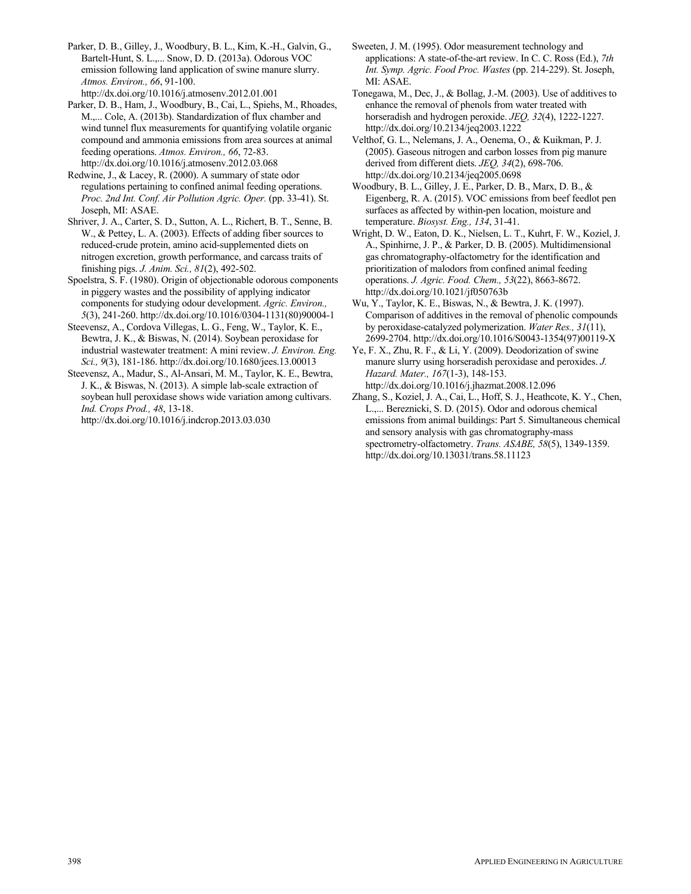Parker, D. B., Gilley, J., Woodbury, B. L., Kim, K.-H., Galvin, G., Bartelt-Hunt, S. L.,... Snow, D. D. (2013a). Odorous VOC emission following land application of swine manure slurry. *Atmos. Environ., 66*, 91-100. http://dx.doi.org/10.1016/j.atmosenv.2012.01.001

Parker, D. B., Ham, J., Woodbury, B., Cai, L., Spiehs, M., Rhoades, M.,... Cole, A. (2013b). Standardization of flux chamber and wind tunnel flux measurements for quantifying volatile organic compound and ammonia emissions from area sources at animal feeding operations. *Atmos. Environ., 66*, 72-83. http://dx.doi.org/10.1016/j.atmosenv.2012.03.068

Redwine, J., & Lacey, R. (2000). A summary of state odor regulations pertaining to confined animal feeding operations. *Proc. 2nd Int. Conf. Air Pollution Agric. Oper.* (pp. 33-41). St. Joseph, MI: ASAE.

Shriver, J. A., Carter, S. D., Sutton, A. L., Richert, B. T., Senne, B. W., & Pettey, L. A. (2003). Effects of adding fiber sources to reduced-crude protein, amino acid-supplemented diets on nitrogen excretion, growth performance, and carcass traits of finishing pigs. *J. Anim. Sci., 81*(2), 492-502.

Spoelstra, S. F. (1980). Origin of objectionable odorous components in piggery wastes and the possibility of applying indicator components for studying odour development. *Agric. Environ., 5*(3), 241-260. http://dx.doi.org/10.1016/0304-1131(80)90004-1

Steevensz, A., Cordova Villegas, L. G., Feng, W., Taylor, K. E., Bewtra, J. K., & Biswas, N. (2014). Soybean peroxidase for industrial wastewater treatment: A mini review. *J. Environ. Eng. Sci., 9*(3), 181-186. http://dx.doi.org/10.1680/jees.13.00013

Steevensz, A., Madur, S., Al-Ansari, M. M., Taylor, K. E., Bewtra, J. K., & Biswas, N. (2013). A simple lab-scale extraction of soybean hull peroxidase shows wide variation among cultivars. *Ind. Crops Prod., 48*, 13-18. http://dx.doi.org/10.1016/j.indcrop.2013.03.030

Sweeten, J. M. (1995). Odor measurement technology and applications: A state-of-the-art review. In C. C. Ross (Ed.), *7th Int. Symp. Agric. Food Proc. Wastes* (pp. 214-229). St. Joseph, MI: ASAE.

Tonegawa, M., Dec, J., & Bollag, J.-M. (2003). Use of additives to enhance the removal of phenols from water treated with horseradish and hydrogen peroxide. *JEQ, 32*(4), 1222-1227. http://dx.doi.org/10.2134/jeq2003.1222

Velthof, G. L., Nelemans, J. A., Oenema, O., & Kuikman, P. J. (2005). Gaseous nitrogen and carbon losses from pig manure derived from different diets. *JEQ, 34*(2), 698-706. http://dx.doi.org/10.2134/jeq2005.0698

Woodbury, B. L., Gilley, J. E., Parker, D. B., Marx, D. B., & Eigenberg, R. A. (2015). VOC emissions from beef feedlot pen surfaces as affected by within-pen location, moisture and temperature. *Biosyst. Eng., 134*, 31-41.

Wright, D. W., Eaton, D. K., Nielsen, L. T., Kuhrt, F. W., Koziel, J. A., Spinhirne, J. P., & Parker, D. B. (2005). Multidimensional gas chromatography-olfactometry for the identification and prioritization of malodors from confined animal feeding operations. *J. Agric. Food. Chem., 53*(22), 8663-8672. http://dx.doi.org/10.1021/jf050763b

Wu, Y., Taylor, K. E., Biswas, N., & Bewtra, J. K. (1997). Comparison of additives in the removal of phenolic compounds by peroxidase-catalyzed polymerization. *Water Res., 31*(11), 2699-2704. http://dx.doi.org/10.1016/S0043-1354(97)00119-X

Ye, F. X., Zhu, R. F., & Li, Y. (2009). Deodorization of swine manure slurry using horseradish peroxidase and peroxides. *J. Hazard. Mater., 167*(1-3), 148-153. http://dx.doi.org/10.1016/j.jhazmat.2008.12.096

Zhang, S., Koziel, J. A., Cai, L., Hoff, S. J., Heathcote, K. Y., Chen, L.,... Bereznicki, S. D. (2015). Odor and odorous chemical emissions from animal buildings: Part 5. Simultaneous chemical and sensory analysis with gas chromatography-mass spectrometry-olfactometry. *Trans. ASABE, 58*(5), 1349-1359. http://dx.doi.org/10.13031/trans.58.11123